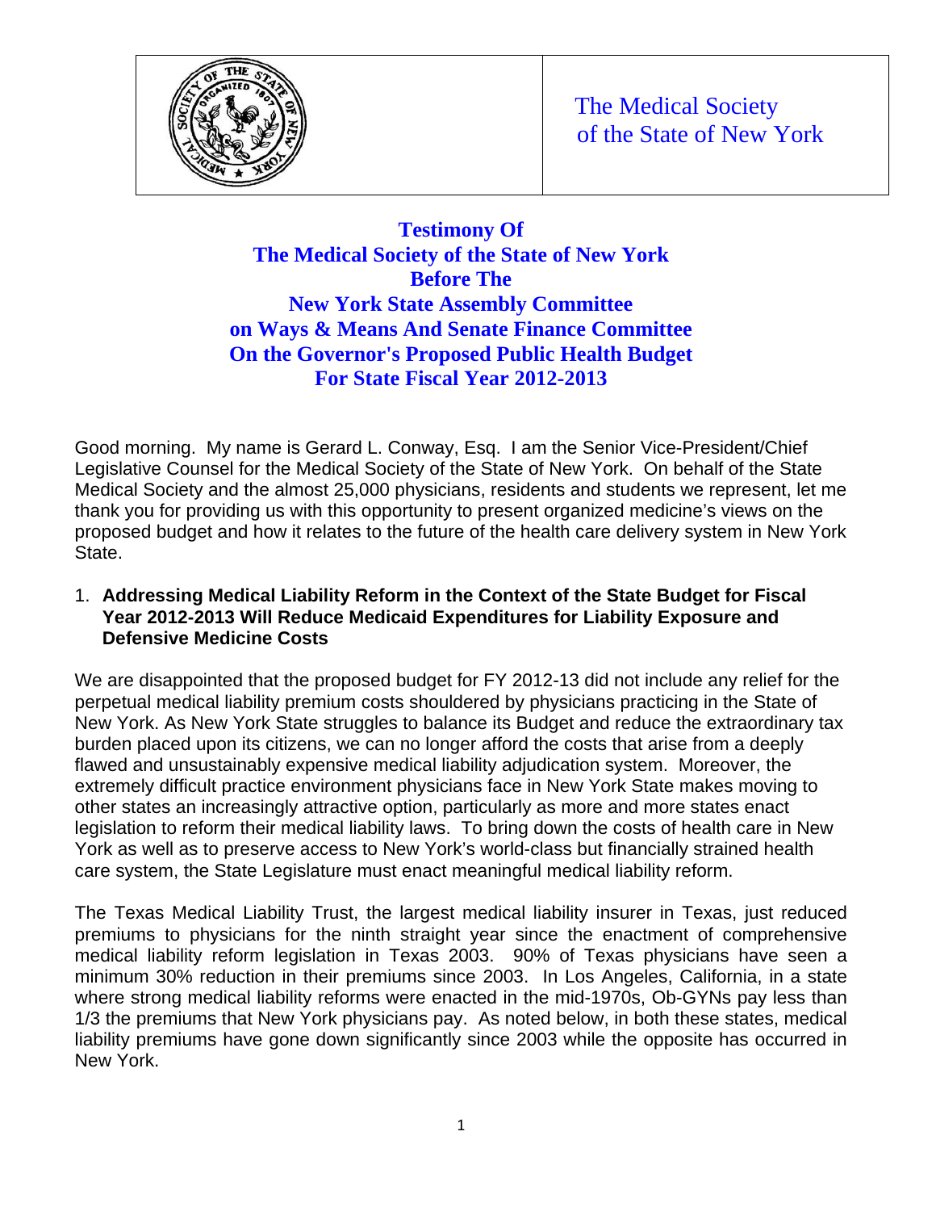The Medical Society of the State of New York

# Testimony Of The Medical Society of the State of New York Before The New York State Assembly Committee on Ways & Means And Senate Finance Committee On the Governor's Proposed Public Health Budget For State Fiscal Year 2012-2013

Good morning. My name is Gerard L. Conway, Esq. I am the Senior Vice-President/Chief Legislative Counsel for the Medical Society of the State of New York. On behalf of the State Medical Society and the almost 25,000 physicians, residents and students we represent, let me thank you for providing us with this opportunity to present organized medicine's views on the proposed budget and how it relates to the future of the health care delivery system in New York State.

1. **Addressing Medical Liability Reform in the Context of the State Budget for Fiscal Year 2012-2013 Will Reduce Medicaid Expenditures for Liability Exposure and Defensive Medicine Costs**

We are disappointed that the proposed budget for FY 2012-13 did not include any relief for the perpetual medical liability premium costs shouldered by physicians practicing in the State of New York. As New York State struggles to balance its Budget and reduce the extraordinary tax burden placed upon its citizens, we can no longer afford the costs that arise from a deeply flawed and unsustainably expensive medical liability adjudication system. Moreover, the extremely difficult practice environment physicians face in New York State makes moving to other states an increasingly attractive option, particularly as more and more states enact legislation to reform their medical liability laws. To bring down the costs of health care in New York as well as to preserve access to New York's world-class but financially strained health care system, the State Legislature must enact meaningful medical liability reform.

The Texas Medical Liability Trust, the largest medical liability insurer in Texas, just reduced premiums to physicians for the ninth straight year since the enactment of comprehensive medical liability reform legislation in Texas 2003. 90% of Texas physicians have seen a minimum 30% reduction in their premiums since 2003. In Los Angeles, California, in a state where strong medical liability reforms were enacted in the mid-1970s, Ob-GYNs pay less than 1/3 the premiums that New York physicians pay. As noted below, in both these states, medical liability premiums have gone down significantly since 2003 while the opposite has occurred in New York.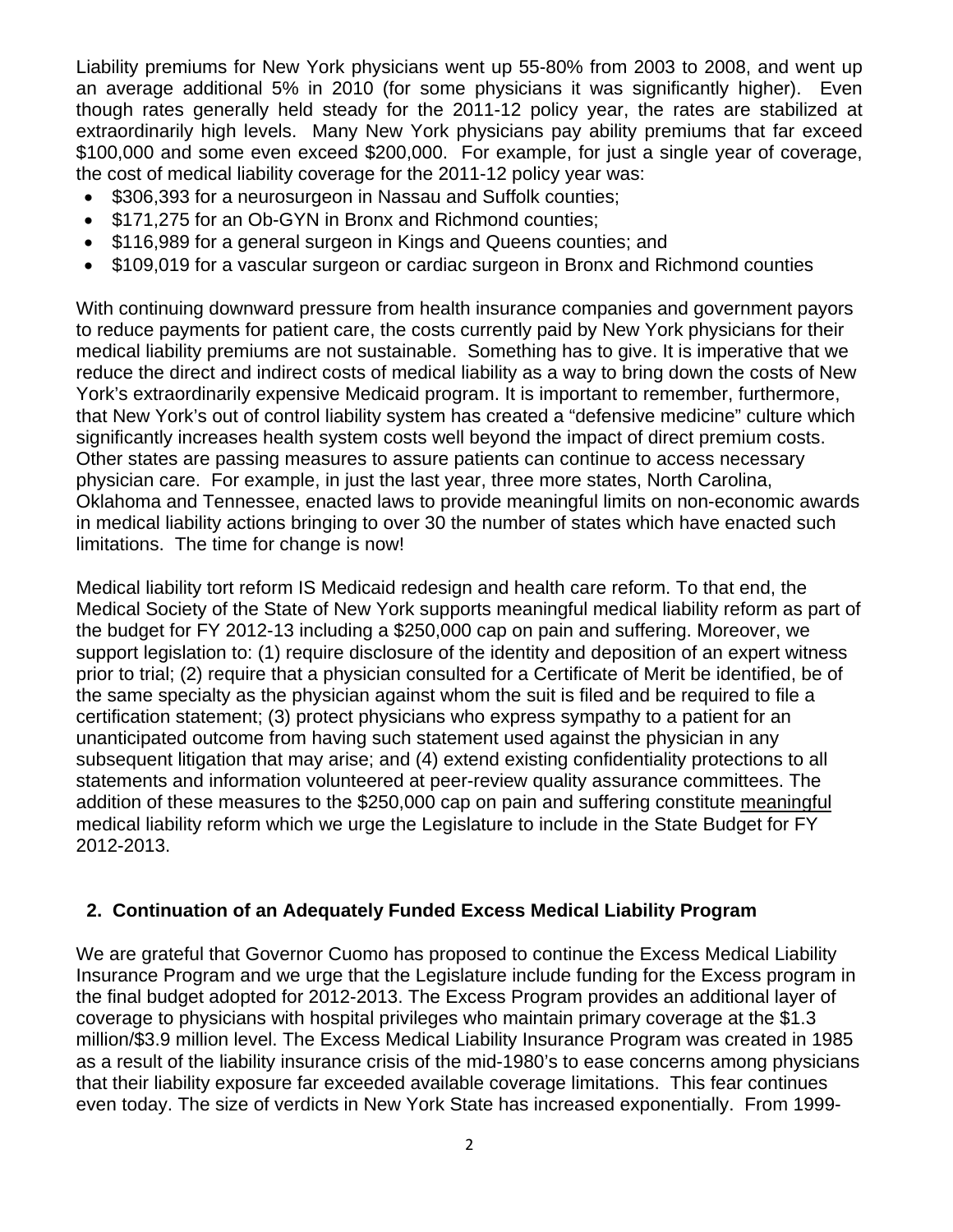Liability premiums for New York physicians went up 55-80% from 2003 to 2008, and went up an average additional 5% in 2010 (for some physicians it was significantly higher). Even though rates generally held steady for the 2011-12 policy year, the rates are stabilized at extraordinarily high levels. Many New York physicians pay ability premiums that far exceed \$100,000 and some even exceed \$200,000. For example, for just a single year of coverage, the cost of medical liability coverage for the 2011-12 policy year was:

- \$306,393 for a neurosurgeon in Nassau and Suffolk counties;
- \$171,275 for an Ob-GYN in Bronx and Richmond counties;
- \$116,989 for a general surgeon in Kings and Queens counties; and
- \$109,019 for a vascular surgeon or cardiac surgeon in Bronx and Richmond counties

With continuing downward pressure from health insurance companies and government payors to reduce payments for patient care, the costs currently paid by New York physicians for their medical liability premiums are not sustainable. Something has to give. It is imperative that we reduce the direct and indirect costs of medical liability as a way to bring down the costs of New York's extraordinarily expensive Medicaid program. It is important to remember, furthermore, that New York's out of control liability system has created a "defensive medicine" culture which significantly increases health system costs well beyond the impact of direct premium costs. Other states are passing measures to assure patients can continue to access necessary physician care. For example, in just the last year, three more states, North Carolina, Oklahoma and Tennessee, enacted laws to provide meaningful limits on non-economic awards in medical liability actions bringing to over 30 the number of states which have enacted such limitations. The time for change is now!

Medical liability tort reform IS Medicaid redesign and health care reform. To that end, the Medical Society of the State of New York supports meaningful medical liability reform as part of the budget for FY 2012-13 including a \$250,000 cap on pain and suffering. Moreover, we support legislation to: (1) require disclosure of the identity and deposition of an expert witness prior to trial; (2) require that a physician consulted for a Certificate of Merit be identified, be of the same specialty as the physician against whom the suit is filed and be required to file a certification statement; (3) protect physicians who express sympathy to a patient for an unanticipated outcome from having such statement used against the physician in any subsequent litigation that may arise; and (4) extend existing confidentiality protections to all statements and information volunteered at peer-review quality assurance committees. The addition of these measures to the \$250,000 cap on pain and suffering constitute meaningful medical liability reform which we urge the Legislature to include in the State Budget for FY 2012-2013.

## 2. Continuation of an Adequately Funded Excess Medical Liability Program

We are grateful that Governor Cuomo has proposed to continue the Excess Medical Liability Insurance Program and we urge that the Legislature include funding for the Excess program in the final budget adopted for 2012-2013. The Excess Program provides an additional layer of coverage to physicians with hospital privileges who maintain primary coverage at the \$1.3 million/\$3.9 million level. The Excess Medical Liability Insurance Program was created in 1985 as a result of the liability insurance crisis of the mid-1980's to ease concerns among physicians that their liability exposure far exceeded available coverage limitations. This fear continues even today. The size of verdicts in New York State has increased exponentially. From 1999-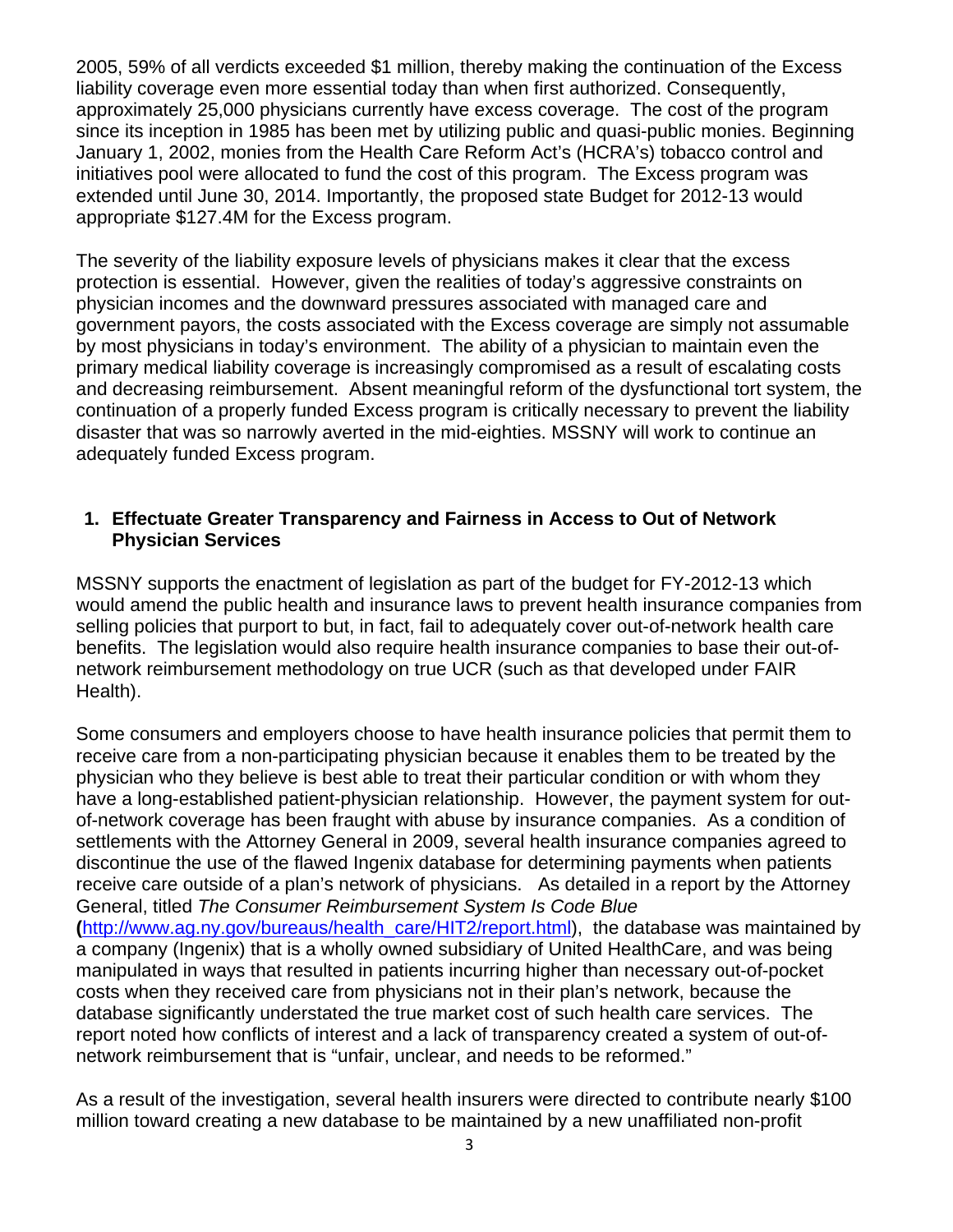2005, 59% of all verdicts exceeded $1 million, thereby making the continuation of the Excess liability coverage even more essential today than when first authorized. Consequently, approximately 25,000 physicians currently have excess coverage. The cost of the program since its inception in 1985 has been met by utilizing public and quasi-public monies. Beginning January 1, 2002, monies from the Health Care Reform Act's (HCRA's) tobacco control and initiatives pool were allocated to fund the cost of this program. The Excess program was extended until June 30, 2014. Importantly, the proposed state Budget for 2012-13 would appropriate $127.4M for the Excess program.

The severity of the liability exposure levels of physicians makes it clear that the excess protection is essential. However, given the realities of today's aggressive constraints on physician incomes and the downward pressures associated with managed care and government payors, the costs associated with the Excess coverage are simply not assumable by most physicians in today's environment. The ability of a physician to maintain even the primary medical liability coverage is increasingly compromised as a result of escalating costs and decreasing reimbursement. Absent meaningful reform of the dysfunctional tort system, the continuation of a properly funded Excess program is critically necessary to prevent the liability disaster that was so narrowly averted in the mid-eighties. MSSNY will work to continue an adequately funded Excess program.

1. **Effectuate Greater Transparency and Fairness in Access to Out of Network Physician Services**

MSSNY supports the enactment of legislation as part of the budget for FY-2012-13 which would amend the public health and insurance laws to prevent health insurance companies from selling policies that purport to but, in fact, fail to adequately cover out-of-network health care benefits. The legislation would also require health insurance companies to base their out-of-network reimbursement methodology on true UCR (such as that developed under FAIR Health).

Some consumers and employers choose to have health insurance policies that permit them to receive care from a non-participating physician because it enables them to be treated by the physician who they believe is best able to treat their particular condition or with whom they have a long-established patient-physician relationship. However, the payment system for out-of-network coverage has been fraught with abuse by insurance companies. As a condition of settlements with the Attorney General in 2009, several health insurance companies agreed to discontinue the use of the flawed Ingenix database for determining payments when patients receive care outside of a plan's network of physicians. As detailed in a report by the Attorney General, titled *The Consumer Reimbursement System Is Code Blue* ([http://www.ag.ny.gov/bureaus/health_care/HIT2/report.html](http://www.ag.ny.gov/bureaus/health_care/HIT2/report.html)), the database was maintained by a company (Ingenix) that is a wholly owned subsidiary of United HealthCare, and was being manipulated in ways that resulted in patients incurring higher than necessary out-of-pocket costs when they received care from physicians not in their plan's network, because the database significantly understated the true market cost of such health care services. The report noted how conflicts of interest and a lack of transparency created a system of out-of-network reimbursement that is "unfair, unclear, and needs to be reformed."

As a result of the investigation, several health insurers were directed to contribute nearly $100 million toward creating a new database to be maintained by a new unaffiliated non-profit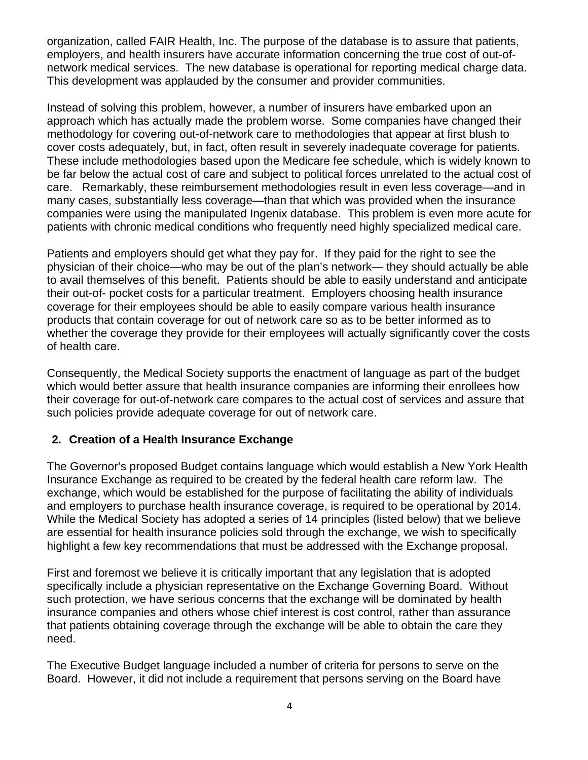organization, called FAIR Health, Inc. The purpose of the database is to assure that patients, employers, and health insurers have accurate information concerning the true cost of out-of-network medical services. The new database is operational for reporting medical charge data. This development was applauded by the consumer and provider communities.

Instead of solving this problem, however, a number of insurers have embarked upon an approach which has actually made the problem worse. Some companies have changed their methodology for covering out-of-network care to methodologies that appear at first blush to cover costs adequately, but, in fact, often result in severely inadequate coverage for patients. These include methodologies based upon the Medicare fee schedule, which is widely known to be far below the actual cost of care and subject to political forces unrelated to the actual cost of care. Remarkably, these reimbursement methodologies result in even less coverage—and in many cases, substantially less coverage—than that which was provided when the insurance companies were using the manipulated Ingenix database. This problem is even more acute for patients with chronic medical conditions who frequently need highly specialized medical care.

Patients and employers should get what they pay for. If they paid for the right to see the physician of their choice—who may be out of the plan's network— they should actually be able to avail themselves of this benefit. Patients should be able to easily understand and anticipate their out-of- pocket costs for a particular treatment. Employers choosing health insurance coverage for their employees should be able to easily compare various health insurance products that contain coverage for out of network care so as to be better informed as to whether the coverage they provide for their employees will actually significantly cover the costs of health care.

Consequently, the Medical Society supports the enactment of language as part of the budget which would better assure that health insurance companies are informing their enrollees how their coverage for out-of-network care compares to the actual cost of services and assure that such policies provide adequate coverage for out of network care.

## 2. Creation of a Health Insurance Exchange

The Governor's proposed Budget contains language which would establish a New York Health Insurance Exchange as required to be created by the federal health care reform law. The exchange, which would be established for the purpose of facilitating the ability of individuals and employers to purchase health insurance coverage, is required to be operational by 2014. While the Medical Society has adopted a series of 14 principles (listed below) that we believe are essential for health insurance policies sold through the exchange, we wish to specifically highlight a few key recommendations that must be addressed with the Exchange proposal.

First and foremost we believe it is critically important that any legislation that is adopted specifically include a physician representative on the Exchange Governing Board. Without such protection, we have serious concerns that the exchange will be dominated by health insurance companies and others whose chief interest is cost control, rather than assurance that patients obtaining coverage through the exchange will be able to obtain the care they need.

The Executive Budget language included a number of criteria for persons to serve on the Board. However, it did not include a requirement that persons serving on the Board have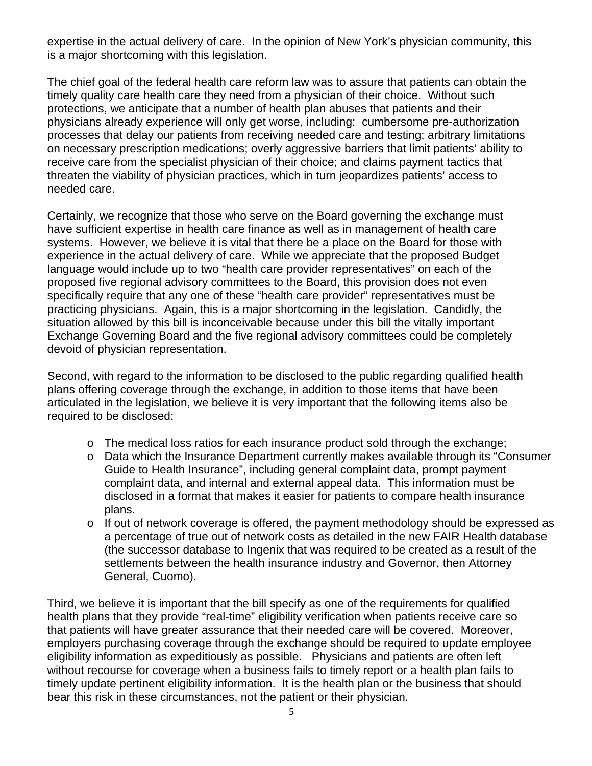expertise in the actual delivery of care. In the opinion of New York's physician community, this is a major shortcoming with this legislation.

The chief goal of the federal health care reform law was to assure that patients can obtain the timely quality care health care they need from a physician of their choice. Without such protections, we anticipate that a number of health plan abuses that patients and their physicians already experience will only get worse, including: cumbersome pre-authorization processes that delay our patients from receiving needed care and testing; arbitrary limitations on necessary prescription medications; overly aggressive barriers that limit patients' ability to receive care from the specialist physician of their choice; and claims payment tactics that threaten the viability of physician practices, which in turn jeopardizes patients' access to needed care.

Certainly, we recognize that those who serve on the Board governing the exchange must have sufficient expertise in health care finance as well as in management of health care systems. However, we believe it is vital that there be a place on the Board for those with experience in the actual delivery of care. While we appreciate that the proposed Budget language would include up to two "health care provider representatives" on each of the proposed five regional advisory committees to the Board, this provision does not even specifically require that any one of these "health care provider" representatives must be practicing physicians. Again, this is a major shortcoming in the legislation. Candidly, the situation allowed by this bill is inconceivable because under this bill the vitally important Exchange Governing Board and the five regional advisory committees could be completely devoid of physician representation.

Second, with regard to the information to be disclosed to the public regarding qualified health plans offering coverage through the exchange, in addition to those items that have been articulated in the legislation, we believe it is very important that the following items also be required to be disclosed:

- The medical loss ratios for each insurance product sold through the exchange;
- Data which the Insurance Department currently makes available through its "Consumer Guide to Health Insurance", including general complaint data, prompt payment complaint data, and internal and external appeal data. This information must be disclosed in a format that makes it easier for patients to compare health insurance plans.
- If out of network coverage is offered, the payment methodology should be expressed as a percentage of true out of network costs as detailed in the new FAIR Health database (the successor database to Ingenix that was required to be created as a result of the settlements between the health insurance industry and Governor, then Attorney General, Cuomo).

Third, we believe it is important that the bill specify as one of the requirements for qualified health plans that they provide "real-time" eligibility verification when patients receive care so that patients will have greater assurance that their needed care will be covered. Moreover, employers purchasing coverage through the exchange should be required to update employee eligibility information as expeditiously as possible. Physicians and patients are often left without recourse for coverage when a business fails to timely report or a health plan fails to timely update pertinent eligibility information. It is the health plan or the business that should bear this risk in these circumstances, not the patient or their physician.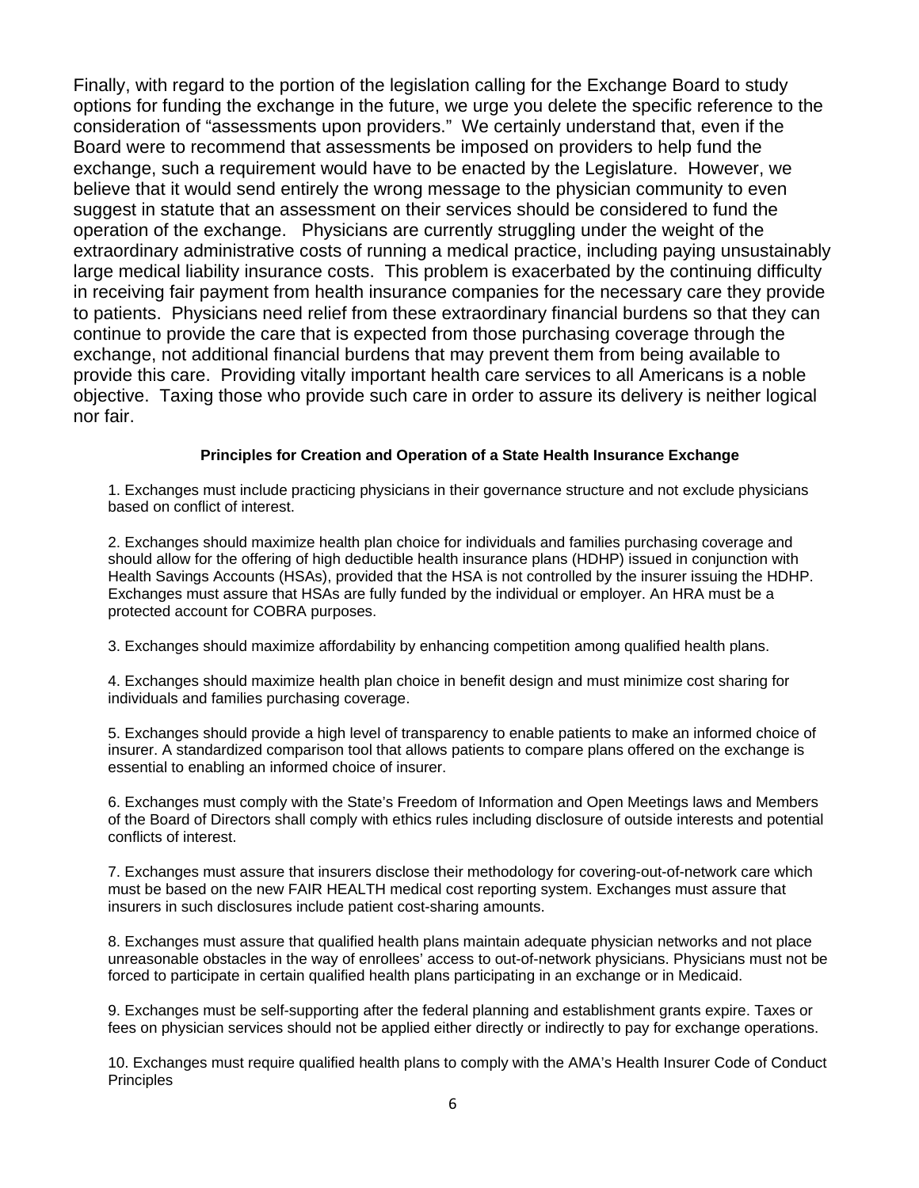Finally, with regard to the portion of the legislation calling for the Exchange Board to study options for funding the exchange in the future, we urge you delete the specific reference to the consideration of "assessments upon providers." We certainly understand that, even if the Board were to recommend that assessments be imposed on providers to help fund the exchange, such a requirement would have to be enacted by the Legislature. However, we believe that it would send entirely the wrong message to the physician community to even suggest in statute that an assessment on their services should be considered to fund the operation of the exchange. Physicians are currently struggling under the weight of the extraordinary administrative costs of running a medical practice, including paying unsustainably large medical liability insurance costs. This problem is exacerbated by the continuing difficulty in receiving fair payment from health insurance companies for the necessary care they provide to patients. Physicians need relief from these extraordinary financial burdens so that they can continue to provide the care that is expected from those purchasing coverage through the exchange, not additional financial burdens that may prevent them from being available to provide this care. Providing vitally important health care services to all Americans is a noble objective. Taxing those who provide such care in order to assure its delivery is neither logical nor fair.

**Principles for Creation and Operation of a State Health Insurance Exchange**

1. Exchanges must include practicing physicians in their governance structure and not exclude physicians based on conflict of interest.

2. Exchanges should maximize health plan choice for individuals and families purchasing coverage and should allow for the offering of high deductible health insurance plans (HDHP) issued in conjunction with Health Savings Accounts (HSAs), provided that the HSA is not controlled by the insurer issuing the HDHP. Exchanges must assure that HSAs are fully funded by the individual or employer. An HRA must be a protected account for COBRA purposes.

3. Exchanges should maximize affordability by enhancing competition among qualified health plans.

4. Exchanges should maximize health plan choice in benefit design and must minimize cost sharing for individuals and families purchasing coverage.

5. Exchanges should provide a high level of transparency to enable patients to make an informed choice of insurer. A standardized comparison tool that allows patients to compare plans offered on the exchange is essential to enabling an informed choice of insurer.

6. Exchanges must comply with the State's Freedom of Information and Open Meetings laws and Members of the Board of Directors shall comply with ethics rules including disclosure of outside interests and potential conflicts of interest.

7. Exchanges must assure that insurers disclose their methodology for covering-out-of-network care which must be based on the new FAIR HEALTH medical cost reporting system. Exchanges must assure that insurers in such disclosures include patient cost-sharing amounts.

8. Exchanges must assure that qualified health plans maintain adequate physician networks and not place unreasonable obstacles in the way of enrollees' access to out-of-network physicians. Physicians must not be forced to participate in certain qualified health plans participating in an exchange or in Medicaid.

9. Exchanges must be self-supporting after the federal planning and establishment grants expire. Taxes or fees on physician services should not be applied either directly or indirectly to pay for exchange operations.

10. Exchanges must require qualified health plans to comply with the AMA's Health Insurer Code of Conduct Principles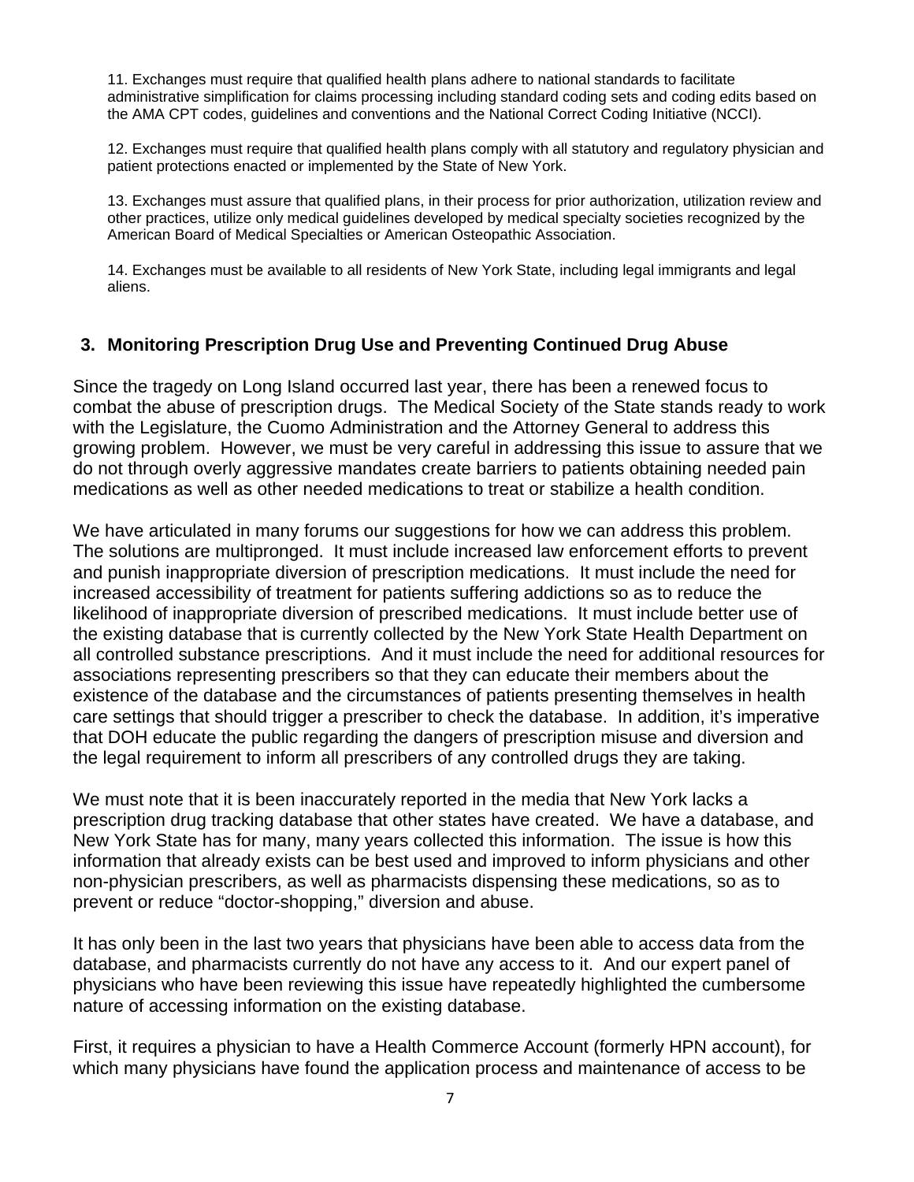11. Exchanges must require that qualified health plans adhere to national standards to facilitate administrative simplification for claims processing including standard coding sets and coding edits based on the AMA CPT codes, guidelines and conventions and the National Correct Coding Initiative (NCCI).

12. Exchanges must require that qualified health plans comply with all statutory and regulatory physician and patient protections enacted or implemented by the State of New York.

13. Exchanges must assure that qualified plans, in their process for prior authorization, utilization review and other practices, utilize only medical guidelines developed by medical specialty societies recognized by the American Board of Medical Specialties or American Osteopathic Association.

14. Exchanges must be available to all residents of New York State, including legal immigrants and legal aliens.

## 3. Monitoring Prescription Drug Use and Preventing Continued Drug Abuse

Since the tragedy on Long Island occurred last year, there has been a renewed focus to combat the abuse of prescription drugs. The Medical Society of the State stands ready to work with the Legislature, the Cuomo Administration and the Attorney General to address this growing problem. However, we must be very careful in addressing this issue to assure that we do not through overly aggressive mandates create barriers to patients obtaining needed pain medications as well as other needed medications to treat or stabilize a health condition.

We have articulated in many forums our suggestions for how we can address this problem. The solutions are multipronged. It must include increased law enforcement efforts to prevent and punish inappropriate diversion of prescription medications. It must include the need for increased accessibility of treatment for patients suffering addictions so as to reduce the likelihood of inappropriate diversion of prescribed medications. It must include better use of the existing database that is currently collected by the New York State Health Department on all controlled substance prescriptions. And it must include the need for additional resources for associations representing prescribers so that they can educate their members about the existence of the database and the circumstances of patients presenting themselves in health care settings that should trigger a prescriber to check the database. In addition, it's imperative that DOH educate the public regarding the dangers of prescription misuse and diversion and the legal requirement to inform all prescribers of any controlled drugs they are taking.

We must note that it is been inaccurately reported in the media that New York lacks a prescription drug tracking database that other states have created. We have a database, and New York State has for many, many years collected this information. The issue is how this information that already exists can be best used and improved to inform physicians and other non-physician prescribers, as well as pharmacists dispensing these medications, so as to prevent or reduce "doctor-shopping," diversion and abuse.

It has only been in the last two years that physicians have been able to access data from the database, and pharmacists currently do not have any access to it. And our expert panel of physicians who have been reviewing this issue have repeatedly highlighted the cumbersome nature of accessing information on the existing database.

First, it requires a physician to have a Health Commerce Account (formerly HPN account), for which many physicians have found the application process and maintenance of access to be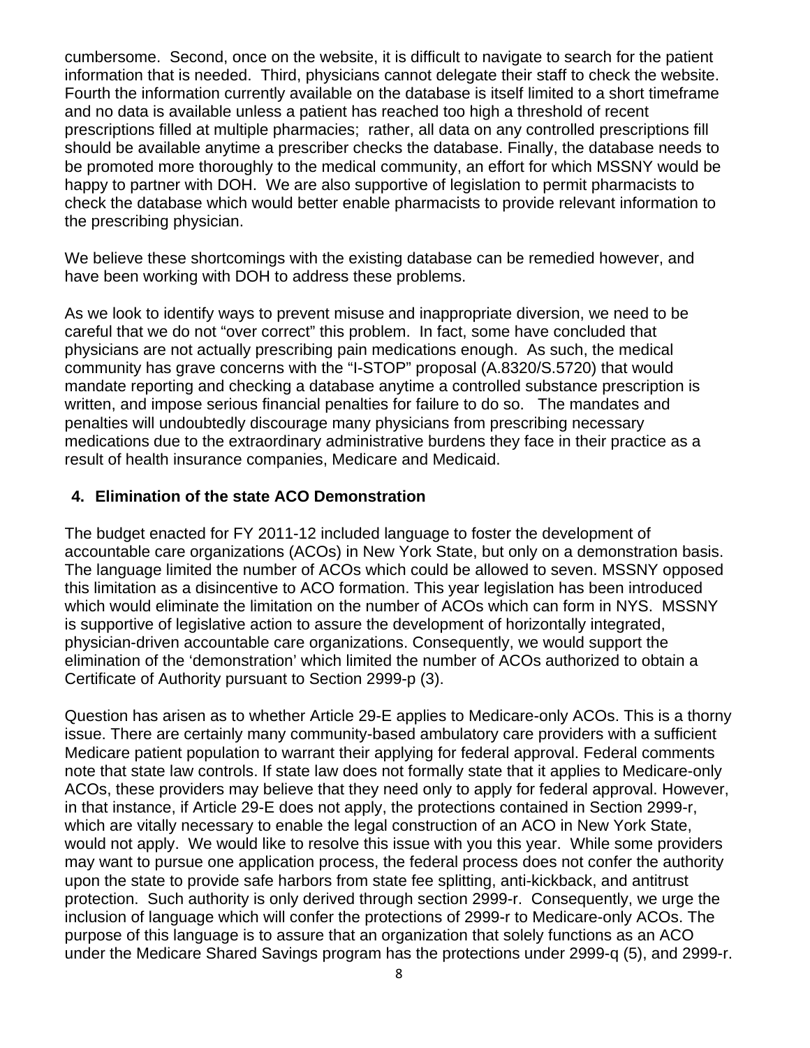cumbersome. Second, once on the website, it is difficult to navigate to search for the patient information that is needed. Third, physicians cannot delegate their staff to check the website. Fourth the information currently available on the database is itself limited to a short timeframe and no data is available unless a patient has reached too high a threshold of recent prescriptions filled at multiple pharmacies; rather, all data on any controlled prescriptions fill should be available anytime a prescriber checks the database. Finally, the database needs to be promoted more thoroughly to the medical community, an effort for which MSSNY would be happy to partner with DOH. We are also supportive of legislation to permit pharmacists to check the database which would better enable pharmacists to provide relevant information to the prescribing physician.

We believe these shortcomings with the existing database can be remedied however, and have been working with DOH to address these problems.

As we look to identify ways to prevent misuse and inappropriate diversion, we need to be careful that we do not "over correct" this problem. In fact, some have concluded that physicians are not actually prescribing pain medications enough. As such, the medical community has grave concerns with the "I-STOP" proposal (A.8320/S.5720) that would mandate reporting and checking a database anytime a controlled substance prescription is written, and impose serious financial penalties for failure to do so. The mandates and penalties will undoubtedly discourage many physicians from prescribing necessary medications due to the extraordinary administrative burdens they face in their practice as a result of health insurance companies, Medicare and Medicaid.

**4. Elimination of the state ACO Demonstration**

The budget enacted for FY 2011-12 included language to foster the development of accountable care organizations (ACOs) in New York State, but only on a demonstration basis. The language limited the number of ACOs which could be allowed to seven. MSSNY opposed this limitation as a disincentive to ACO formation. This year legislation has been introduced which would eliminate the limitation on the number of ACOs which can form in NYS. MSSNY is supportive of legislative action to assure the development of horizontally integrated, physician-driven accountable care organizations. Consequently, we would support the elimination of the 'demonstration' which limited the number of ACOs authorized to obtain a Certificate of Authority pursuant to Section 2999-p (3).

Question has arisen as to whether Article 29-E applies to Medicare-only ACOs. This is a thorny issue. There are certainly many community-based ambulatory care providers with a sufficient Medicare patient population to warrant their applying for federal approval. Federal comments note that state law controls. If state law does not formally state that it applies to Medicare-only ACOs, these providers may believe that they need only to apply for federal approval. However, in that instance, if Article 29-E does not apply, the protections contained in Section 2999-r, which are vitally necessary to enable the legal construction of an ACO in New York State, would not apply. We would like to resolve this issue with you this year. While some providers may want to pursue one application process, the federal process does not confer the authority upon the state to provide safe harbors from state fee splitting, anti-kickback, and antitrust protection. Such authority is only derived through section 2999-r. Consequently, we urge the inclusion of language which will confer the protections of 2999-r to Medicare-only ACOs. The purpose of this language is to assure that an organization that solely functions as an ACO under the Medicare Shared Savings program has the protections under 2999-q (5), and 2999-r.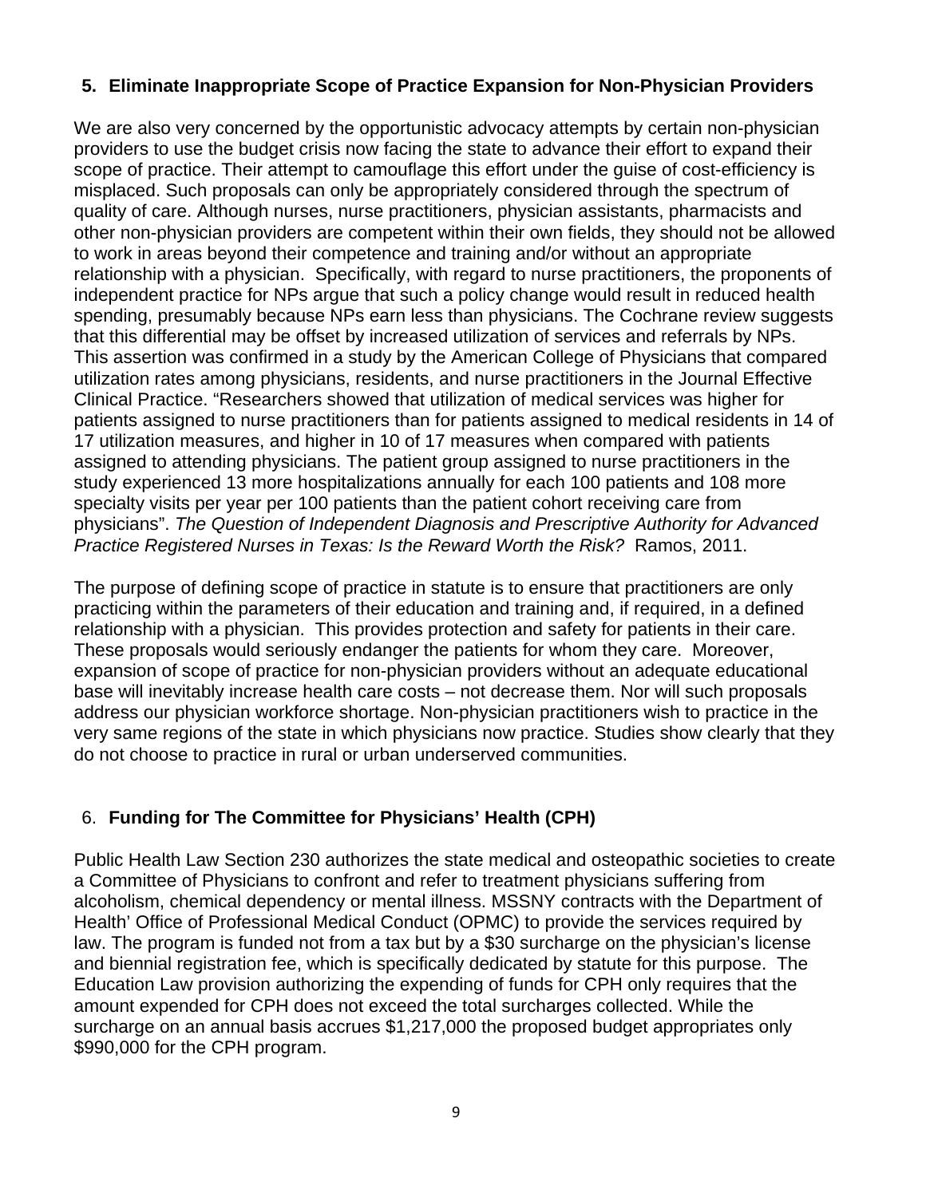## 5. Eliminate Inappropriate Scope of Practice Expansion for Non-Physician Providers

We are also very concerned by the opportunistic advocacy attempts by certain non-physician providers to use the budget crisis now facing the state to advance their effort to expand their scope of practice. Their attempt to camouflage this effort under the guise of cost-efficiency is misplaced. Such proposals can only be appropriately considered through the spectrum of quality of care. Although nurses, nurse practitioners, physician assistants, pharmacists and other non-physician providers are competent within their own fields, they should not be allowed to work in areas beyond their competence and training and/or without an appropriate relationship with a physician. Specifically, with regard to nurse practitioners, the proponents of independent practice for NPs argue that such a policy change would result in reduced health spending, presumably because NPs earn less than physicians. The Cochrane review suggests that this differential may be offset by increased utilization of services and referrals by NPs. This assertion was confirmed in a study by the American College of Physicians that compared utilization rates among physicians, residents, and nurse practitioners in the Journal Effective Clinical Practice. "Researchers showed that utilization of medical services was higher for patients assigned to nurse practitioners than for patients assigned to medical residents in 14 of 17 utilization measures, and higher in 10 of 17 measures when compared with patients assigned to attending physicians. The patient group assigned to nurse practitioners in the study experienced 13 more hospitalizations annually for each 100 patients and 108 more specialty visits per year per 100 patients than the patient cohort receiving care from physicians". *The Question of Independent Diagnosis and Prescriptive Authority for Advanced Practice Registered Nurses in Texas: Is the Reward Worth the Risk?* Ramos, 2011.

The purpose of defining scope of practice in statute is to ensure that practitioners are only practicing within the parameters of their education and training and, if required, in a defined relationship with a physician. This provides protection and safety for patients in their care. These proposals would seriously endanger the patients for whom they care. Moreover, expansion of scope of practice for non-physician providers without an adequate educational base will inevitably increase health care costs – not decrease them. Nor will such proposals address our physician workforce shortage. Non-physician practitioners wish to practice in the very same regions of the state in which physicians now practice. Studies show clearly that they do not choose to practice in rural or urban underserved communities.

## 6. Funding for The Committee for Physicians' Health (CPH)

Public Health Law Section 230 authorizes the state medical and osteopathic societies to create a Committee of Physicians to confront and refer to treatment physicians suffering from alcoholism, chemical dependency or mental illness. MSSNY contracts with the Department of Health' Office of Professional Medical Conduct (OPMC) to provide the services required by law. The program is funded not from a tax but by a $30 surcharge on the physician's license and biennial registration fee, which is specifically dedicated by statute for this purpose. The Education Law provision authorizing the expending of funds for CPH only requires that the amount expended for CPH does not exceed the total surcharges collected. While the surcharge on an annual basis accrues $1,217,000 the proposed budget appropriates only $990,000 for the CPH program.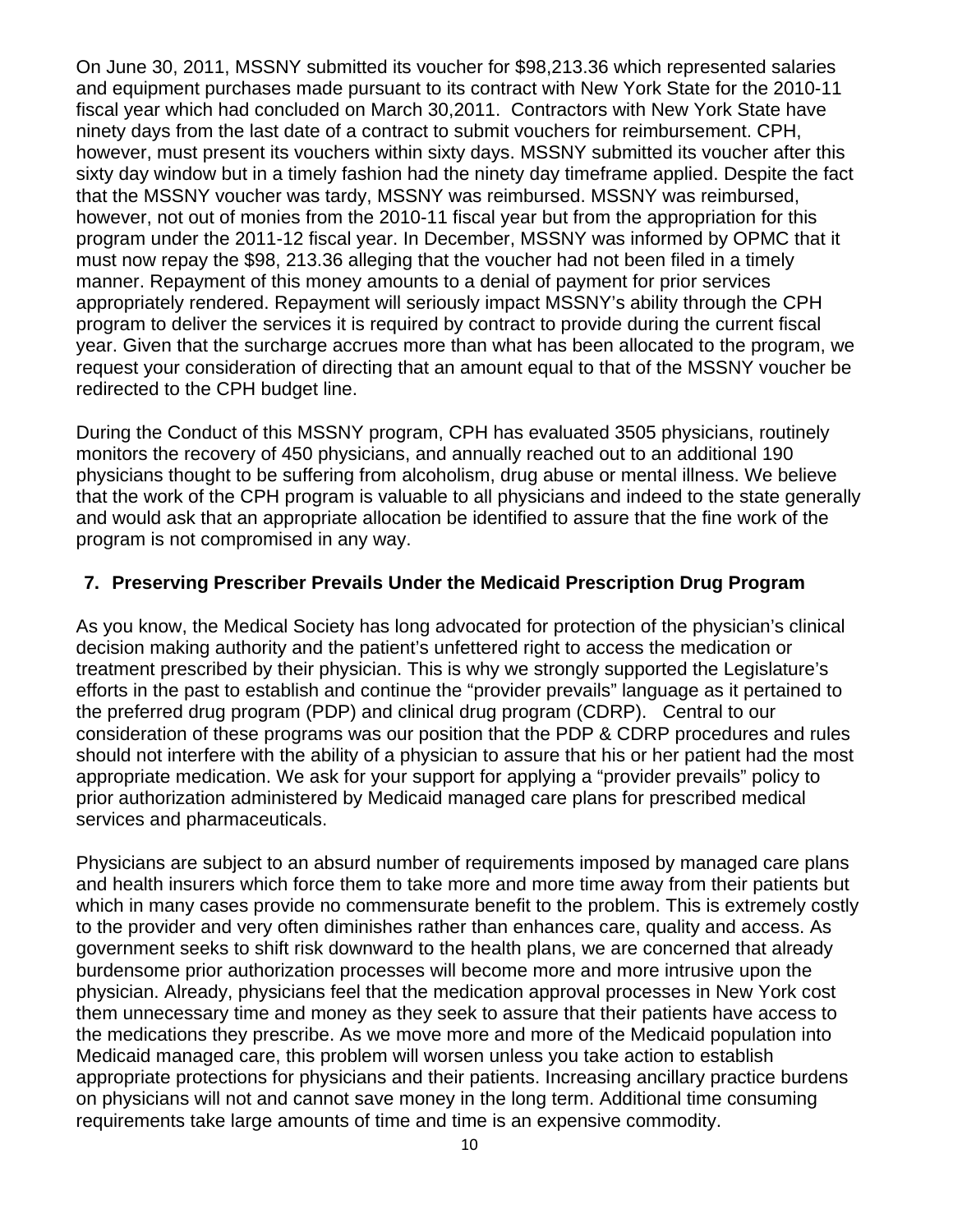On June 30, 2011, MSSNY submitted its voucher for $98,213.36 which represented salaries and equipment purchases made pursuant to its contract with New York State for the 2010-11 fiscal year which had concluded on March 30,2011. Contractors with New York State have ninety days from the last date of a contract to submit vouchers for reimbursement. CPH, however, must present its vouchers within sixty days. MSSNY submitted its voucher after this sixty day window but in a timely fashion had the ninety day timeframe applied. Despite the fact that the MSSNY voucher was tardy, MSSNY was reimbursed. MSSNY was reimbursed, however, not out of monies from the 2010-11 fiscal year but from the appropriation for this program under the 2011-12 fiscal year. In December, MSSNY was informed by OPMC that it must now repay the $98, 213.36 alleging that the voucher had not been filed in a timely manner. Repayment of this money amounts to a denial of payment for prior services appropriately rendered. Repayment will seriously impact MSSNY's ability through the CPH program to deliver the services it is required by contract to provide during the current fiscal year. Given that the surcharge accrues more than what has been allocated to the program, we request your consideration of directing that an amount equal to that of the MSSNY voucher be redirected to the CPH budget line.

During the Conduct of this MSSNY program, CPH has evaluated 3505 physicians, routinely monitors the recovery of 450 physicians, and annually reached out to an additional 190 physicians thought to be suffering from alcoholism, drug abuse or mental illness. We believe that the work of the CPH program is valuable to all physicians and indeed to the state generally and would ask that an appropriate allocation be identified to assure that the fine work of the program is not compromised in any way.

### 7. Preserving Prescriber Prevails Under the Medicaid Prescription Drug Program

As you know, the Medical Society has long advocated for protection of the physician's clinical decision making authority and the patient's unfettered right to access the medication or treatment prescribed by their physician. This is why we strongly supported the Legislature's efforts in the past to establish and continue the "provider prevails" language as it pertained to the preferred drug program (PDP) and clinical drug program (CDRP). Central to our consideration of these programs was our position that the PDP & CDRP procedures and rules should not interfere with the ability of a physician to assure that his or her patient had the most appropriate medication. We ask for your support for applying a "provider prevails" policy to prior authorization administered by Medicaid managed care plans for prescribed medical services and pharmaceuticals.

Physicians are subject to an absurd number of requirements imposed by managed care plans and health insurers which force them to take more and more time away from their patients but which in many cases provide no commensurate benefit to the problem. This is extremely costly to the provider and very often diminishes rather than enhances care, quality and access. As government seeks to shift risk downward to the health plans, we are concerned that already burdensome prior authorization processes will become more and more intrusive upon the physician. Already, physicians feel that the medication approval processes in New York cost them unnecessary time and money as they seek to assure that their patients have access to the medications they prescribe. As we move more and more of the Medicaid population into Medicaid managed care, this problem will worsen unless you take action to establish appropriate protections for physicians and their patients. Increasing ancillary practice burdens on physicians will not and cannot save money in the long term. Additional time consuming requirements take large amounts of time and time is an expensive commodity.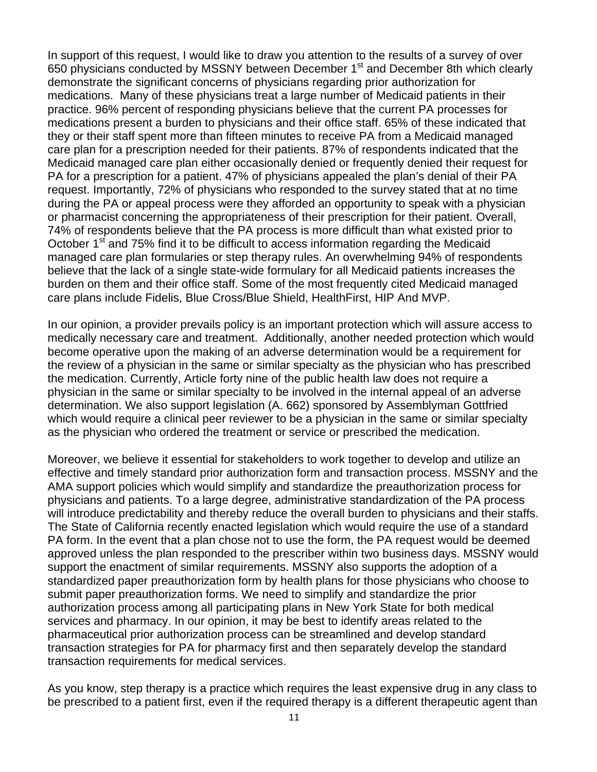In support of this request, I would like to draw you attention to the results of a survey of over 650 physicians conducted by MSSNY between December 1st and December 8th which clearly demonstrate the significant concerns of physicians regarding prior authorization for medications. Many of these physicians treat a large number of Medicaid patients in their practice. 96% percent of responding physicians believe that the current PA processes for medications present a burden to physicians and their office staff. 65% of these indicated that they or their staff spent more than fifteen minutes to receive PA from a Medicaid managed care plan for a prescription needed for their patients. 87% of respondents indicated that the Medicaid managed care plan either occasionally denied or frequently denied their request for PA for a prescription for a patient. 47% of physicians appealed the plan's denial of their PA request. Importantly, 72% of physicians who responded to the survey stated that at no time during the PA or appeal process were they afforded an opportunity to speak with a physician or pharmacist concerning the appropriateness of their prescription for their patient. Overall, 74% of respondents believe that the PA process is more difficult than what existed prior to October 1st and 75% find it to be difficult to access information regarding the Medicaid managed care plan formularies or step therapy rules. An overwhelming 94% of respondents believe that the lack of a single state-wide formulary for all Medicaid patients increases the burden on them and their office staff. Some of the most frequently cited Medicaid managed care plans include Fidelis, Blue Cross/Blue Shield, HealthFirst, HIP And MVP.

In our opinion, a provider prevails policy is an important protection which will assure access to medically necessary care and treatment. Additionally, another needed protection which would become operative upon the making of an adverse determination would be a requirement for the review of a physician in the same or similar specialty as the physician who has prescribed the medication. Currently, Article forty nine of the public health law does not require a physician in the same or similar specialty to be involved in the internal appeal of an adverse determination. We also support legislation (A. 662) sponsored by Assemblyman Gottfried which would require a clinical peer reviewer to be a physician in the same or similar specialty as the physician who ordered the treatment or service or prescribed the medication.

Moreover, we believe it essential for stakeholders to work together to develop and utilize an effective and timely standard prior authorization form and transaction process. MSSNY and the AMA support policies which would simplify and standardize the preauthorization process for physicians and patients. To a large degree, administrative standardization of the PA process will introduce predictability and thereby reduce the overall burden to physicians and their staffs. The State of California recently enacted legislation which would require the use of a standard PA form. In the event that a plan chose not to use the form, the PA request would be deemed approved unless the plan responded to the prescriber within two business days. MSSNY would support the enactment of similar requirements. MSSNY also supports the adoption of a standardized paper preauthorization form by health plans for those physicians who choose to submit paper preauthorization forms. We need to simplify and standardize the prior authorization process among all participating plans in New York State for both medical services and pharmacy. In our opinion, it may be best to identify areas related to the pharmaceutical prior authorization process can be streamlined and develop standard transaction strategies for PA for pharmacy first and then separately develop the standard transaction requirements for medical services.

As you know, step therapy is a practice which requires the least expensive drug in any class to be prescribed to a patient first, even if the required therapy is a different therapeutic agent than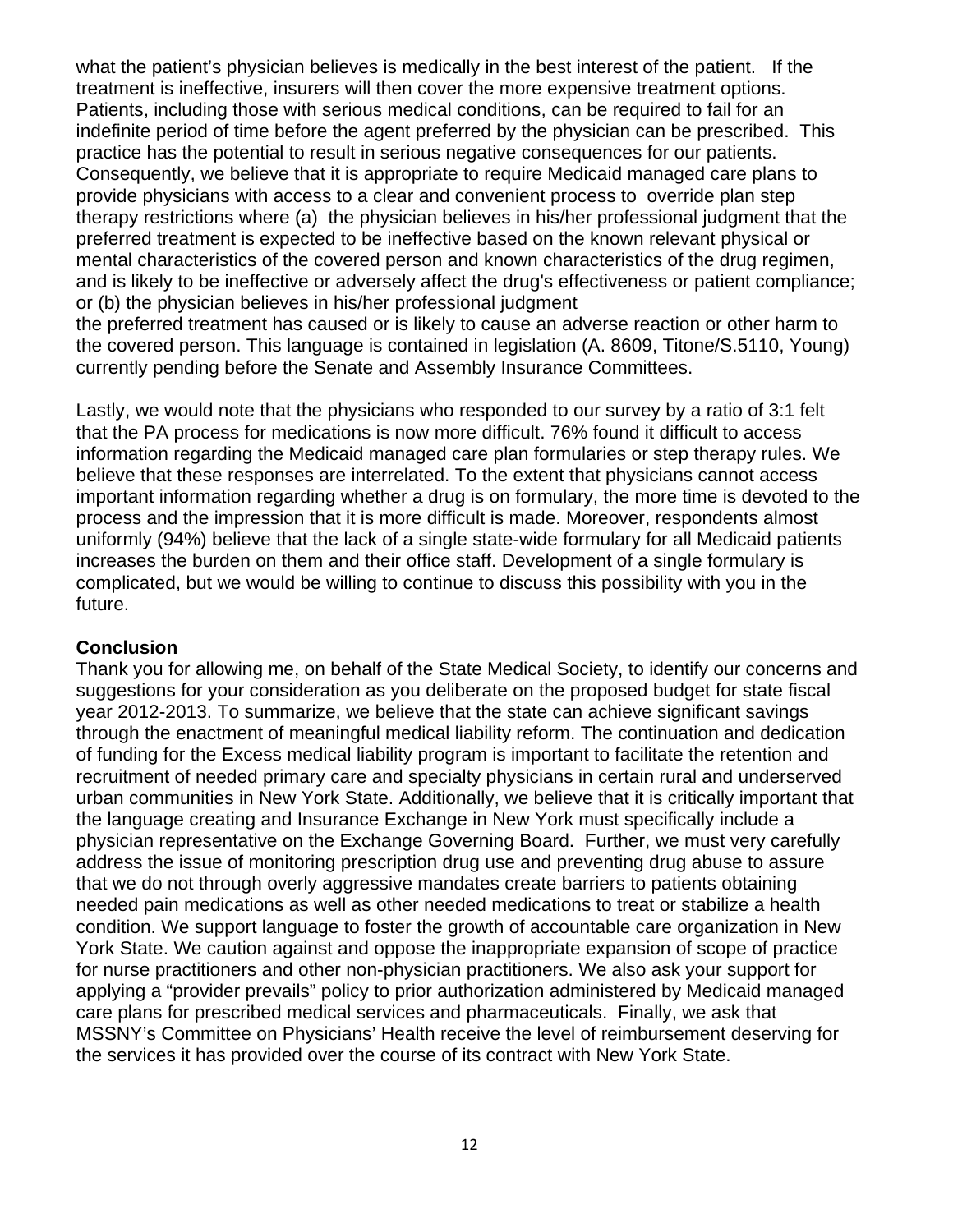what the patient's physician believes is medically in the best interest of the patient. If the treatment is ineffective, insurers will then cover the more expensive treatment options. Patients, including those with serious medical conditions, can be required to fail for an indefinite period of time before the agent preferred by the physician can be prescribed. This practice has the potential to result in serious negative consequences for our patients. Consequently, we believe that it is appropriate to require Medicaid managed care plans to provide physicians with access to a clear and convenient process to override plan step therapy restrictions where (a) the physician believes in his/her professional judgment that the preferred treatment is expected to be ineffective based on the known relevant physical or mental characteristics of the covered person and known characteristics of the drug regimen, and is likely to be ineffective or adversely affect the drug's effectiveness or patient compliance; or (b) the physician believes in his/her professional judgment the preferred treatment has caused or is likely to cause an adverse reaction or other harm to the covered person. This language is contained in legislation (A. 8609, Titone/S.5110, Young) currently pending before the Senate and Assembly Insurance Committees.

Lastly, we would note that the physicians who responded to our survey by a ratio of 3:1 felt that the PA process for medications is now more difficult. 76% found it difficult to access information regarding the Medicaid managed care plan formularies or step therapy rules. We believe that these responses are interrelated. To the extent that physicians cannot access important information regarding whether a drug is on formulary, the more time is devoted to the process and the impression that it is more difficult is made. Moreover, respondents almost uniformly (94%) believe that the lack of a single state-wide formulary for all Medicaid patients increases the burden on them and their office staff. Development of a single formulary is complicated, but we would be willing to continue to discuss this possibility with you in the future.

**Conclusion**

Thank you for allowing me, on behalf of the State Medical Society, to identify our concerns and suggestions for your consideration as you deliberate on the proposed budget for state fiscal year 2012-2013. To summarize, we believe that the state can achieve significant savings through the enactment of meaningful medical liability reform. The continuation and dedication of funding for the Excess medical liability program is important to facilitate the retention and recruitment of needed primary care and specialty physicians in certain rural and underserved urban communities in New York State. Additionally, we believe that it is critically important that the language creating and Insurance Exchange in New York must specifically include a physician representative on the Exchange Governing Board. Further, we must very carefully address the issue of monitoring prescription drug use and preventing drug abuse to assure that we do not through overly aggressive mandates create barriers to patients obtaining needed pain medications as well as other needed medications to treat or stabilize a health condition. We support language to foster the growth of accountable care organization in New York State. We caution against and oppose the inappropriate expansion of scope of practice for nurse practitioners and other non-physician practitioners. We also ask your support for applying a "provider prevails" policy to prior authorization administered by Medicaid managed care plans for prescribed medical services and pharmaceuticals. Finally, we ask that MSSNY's Committee on Physicians' Health receive the level of reimbursement deserving for the services it has provided over the course of its contract with New York State.